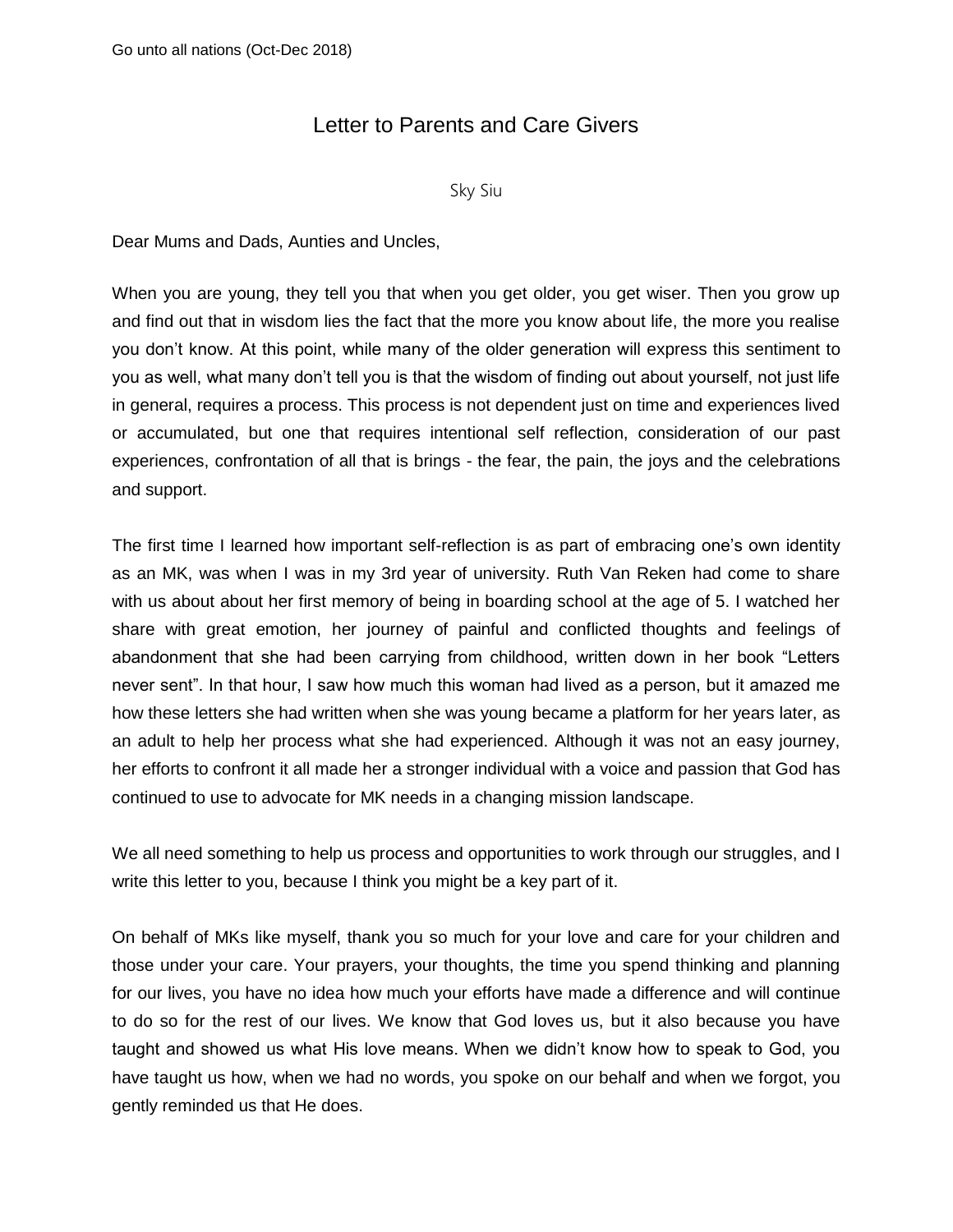# Letter to Parents and Care Givers

Sky Siu

Dear Mums and Dads, Aunties and Uncles,

When you are young, they tell you that when you get older, you get wiser. Then you grow up and find out that in wisdom lies the fact that the more you know about life, the more you realise you don't know. At this point, while many of the older generation will express this sentiment to you as well, what many don't tell you is that the wisdom of finding out about yourself, not just life in general, requires a process. This process is not dependent just on time and experiences lived or accumulated, but one that requires intentional self reflection, consideration of our past experiences, confrontation of all that is brings - the fear, the pain, the joys and the celebrations and support.

The first time I learned how important self-reflection is as part of embracing one's own identity as an MK, was when I was in my 3rd year of university. Ruth Van Reken had come to share with us about about her first memory of being in boarding school at the age of 5. I watched her share with great emotion, her journey of painful and conflicted thoughts and feelings of abandonment that she had been carrying from childhood, written down in her book "Letters never sent". In that hour, I saw how much this woman had lived as a person, but it amazed me how these letters she had written when she was young became a platform for her years later, as an adult to help her process what she had experienced. Although it was not an easy journey, her efforts to confront it all made her a stronger individual with a voice and passion that God has continued to use to advocate for MK needs in a changing mission landscape.

We all need something to help us process and opportunities to work through our struggles, and I write this letter to you, because I think you might be a key part of it.

On behalf of MKs like myself, thank you so much for your love and care for your children and those under your care. Your prayers, your thoughts, the time you spend thinking and planning for our lives, you have no idea how much your efforts have made a difference and will continue to do so for the rest of our lives. We know that God loves us, but it also because you have taught and showed us what His love means. When we didn't know how to speak to God, you have taught us how, when we had no words, you spoke on our behalf and when we forgot, you gently reminded us that He does.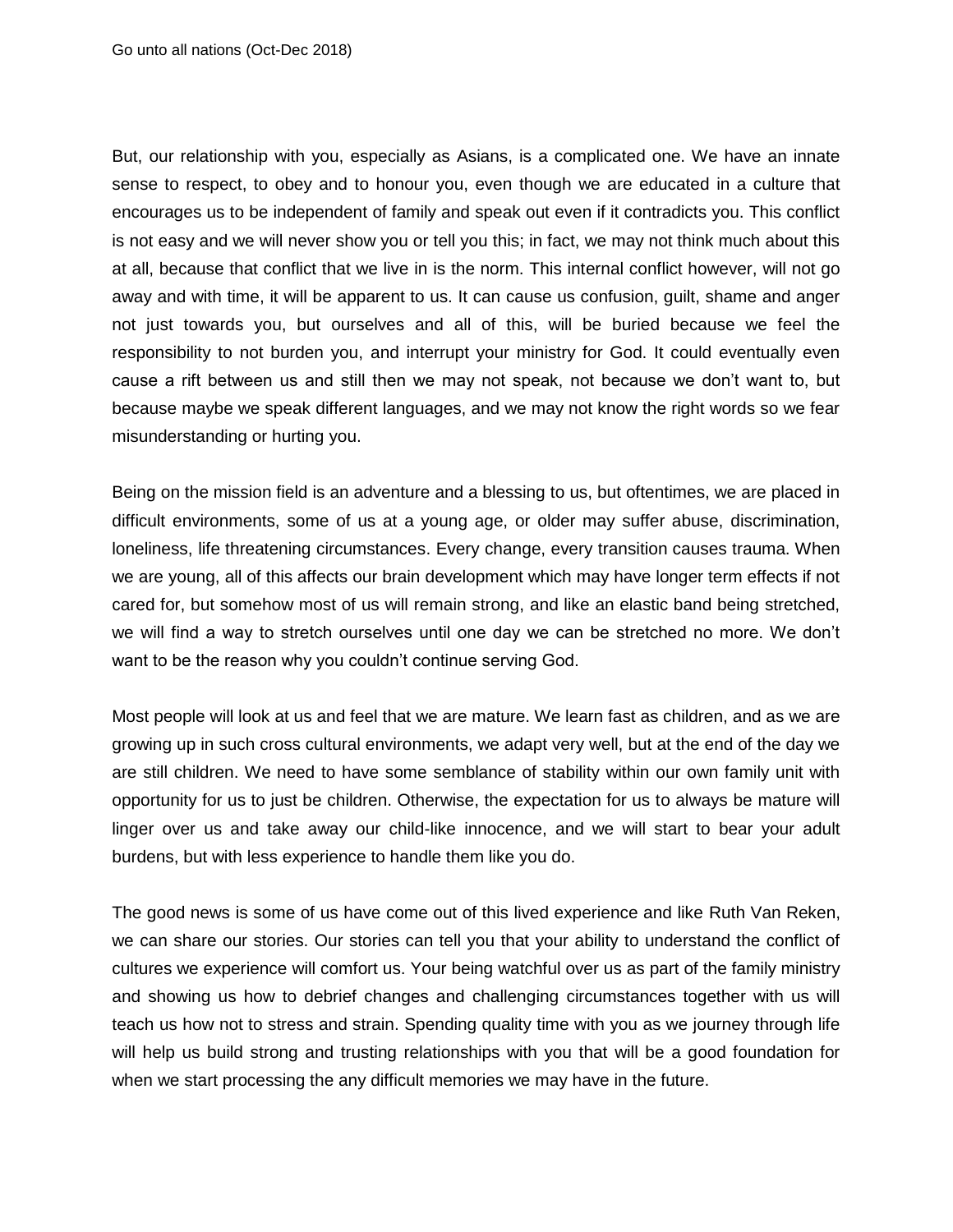But, our relationship with you, especially as Asians, is a complicated one. We have an innate sense to respect, to obey and to honour you, even though we are educated in a culture that encourages us to be independent of family and speak out even if it contradicts you. This conflict is not easy and we will never show you or tell you this; in fact, we may not think much about this at all, because that conflict that we live in is the norm. This internal conflict however, will not go away and with time, it will be apparent to us. It can cause us confusion, guilt, shame and anger not just towards you, but ourselves and all of this, will be buried because we feel the responsibility to not burden you, and interrupt your ministry for God. It could eventually even cause a rift between us and still then we may not speak, not because we don't want to, but because maybe we speak different languages, and we may not know the right words so we fear misunderstanding or hurting you.

Being on the mission field is an adventure and a blessing to us, but oftentimes, we are placed in difficult environments, some of us at a young age, or older may suffer abuse, discrimination, loneliness, life threatening circumstances. Every change, every transition causes trauma. When we are young, all of this affects our brain development which may have longer term effects if not cared for, but somehow most of us will remain strong, and like an elastic band being stretched, we will find a way to stretch ourselves until one day we can be stretched no more. We don't want to be the reason why you couldn't continue serving God.

Most people will look at us and feel that we are mature. We learn fast as children, and as we are growing up in such cross cultural environments, we adapt very well, but at the end of the day we are still children. We need to have some semblance of stability within our own family unit with opportunity for us to just be children. Otherwise, the expectation for us to always be mature will linger over us and take away our child-like innocence, and we will start to bear your adult burdens, but with less experience to handle them like you do.

The good news is some of us have come out of this lived experience and like Ruth Van Reken, we can share our stories. Our stories can tell you that your ability to understand the conflict of cultures we experience will comfort us. Your being watchful over us as part of the family ministry and showing us how to debrief changes and challenging circumstances together with us will teach us how not to stress and strain. Spending quality time with you as we journey through life will help us build strong and trusting relationships with you that will be a good foundation for when we start processing the any difficult memories we may have in the future.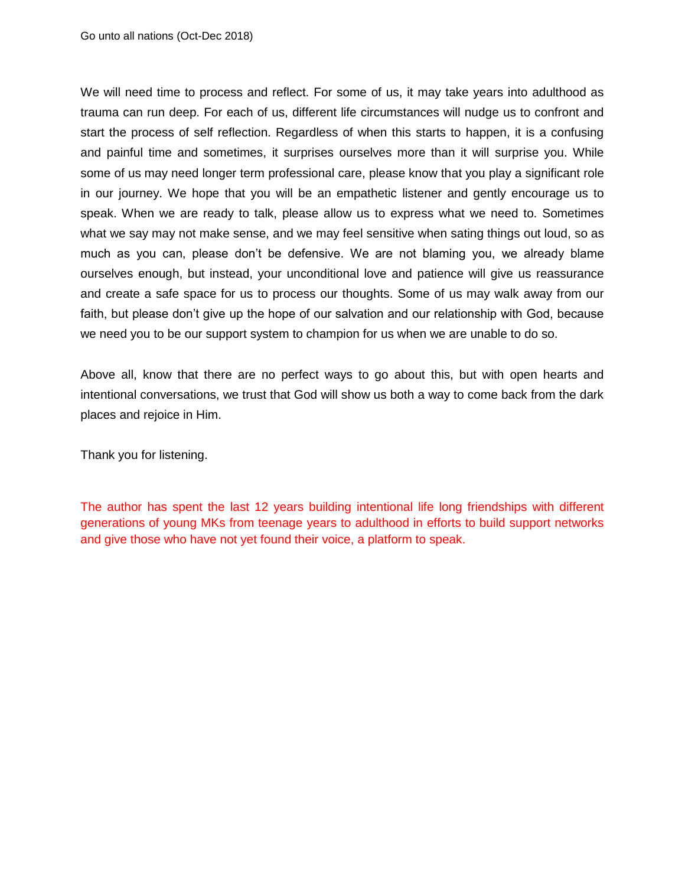We will need time to process and reflect. For some of us, it may take years into adulthood as trauma can run deep. For each of us, different life circumstances will nudge us to confront and start the process of self reflection. Regardless of when this starts to happen, it is a confusing and painful time and sometimes, it surprises ourselves more than it will surprise you. While some of us may need longer term professional care, please know that you play a significant role in our journey. We hope that you will be an empathetic listener and gently encourage us to speak. When we are ready to talk, please allow us to express what we need to. Sometimes what we say may not make sense, and we may feel sensitive when sating things out loud, so as much as you can, please don't be defensive. We are not blaming you, we already blame ourselves enough, but instead, your unconditional love and patience will give us reassurance and create a safe space for us to process our thoughts. Some of us may walk away from our faith, but please don't give up the hope of our salvation and our relationship with God, because we need you to be our support system to champion for us when we are unable to do so.

Above all, know that there are no perfect ways to go about this, but with open hearts and intentional conversations, we trust that God will show us both a way to come back from the dark places and rejoice in Him.

Thank you for listening.

The author has spent the last 12 years building intentional life long friendships with different generations of young MKs from teenage years to adulthood in efforts to build support networks and give those who have not yet found their voice, a platform to speak.